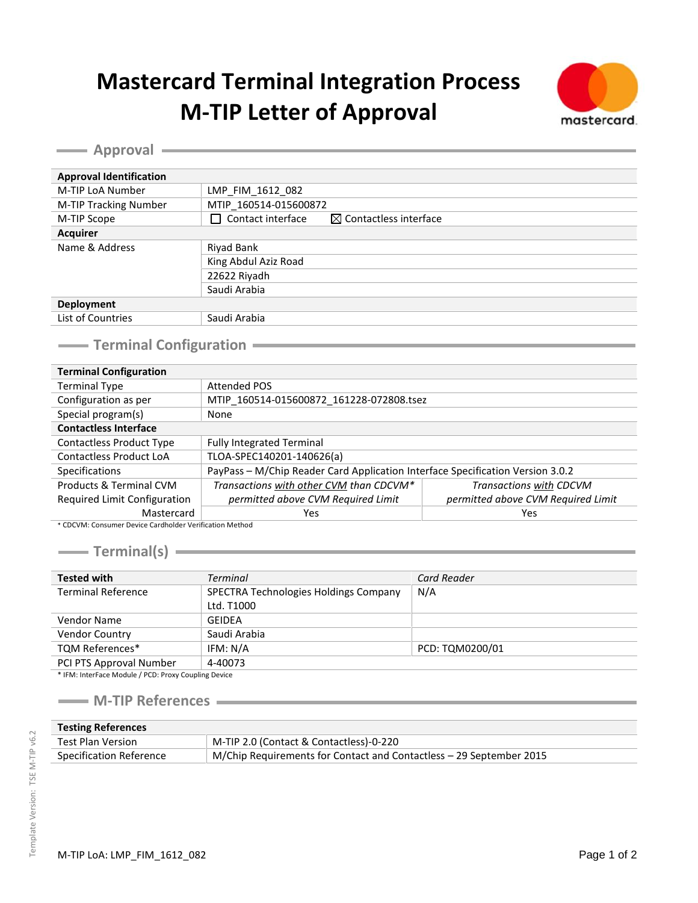# Mastercard Terminal Integration Process M-TIP Letter of Approval

## Approval

| Approval Identification | |
|---|---|
| M-TIP LoA Number | LMP_FIM_1612_082 |
| M-TIP Tracking Number | MTIP_160514-015600872 |
| M-TIP Scope | ☐ Contact interface ☒ Contactless interface |
| **Acquirer** | |
| Name & Address | Riyad Bank |
| | King Abdul Aziz Road |
| | 22622 Riyadh |
| | Saudi Arabia |
| **Deployment** | |
| List of Countries | Saudi Arabia |

## Terminal Configuration

| Terminal Configuration | | |
|---|---|---|
| Terminal Type | Attended POS | |
| Configuration as per | MTIP_160514-015600872_161228-072808.tsez | |
| Special program(s) | None | |
| **Contactless Interface** | | |
| Contactless Product Type | Fully Integrated Terminal | |
| Contactless Product LoA | TLOA-SPEC140201-140626(a) | |
| Specifications | PayPass – M/Chip Reader Card Application Interface Specification Version 3.0.2 | |
| Products & Terminal CVM Required Limit Configuration | *Transactions with other CVM than CDCVM* permitted above CVM Required Limit* | *Transactions with CDCVM permitted above CVM Required Limit* |
| Mastercard | Yes | Yes |

\* CDCVM: Consumer Device Cardholder Verification Method

## Terminal(s)

| Tested with | *Terminal* | *Card Reader* |
|---|---|---|
| Terminal Reference | SPECTRA Technologies Holdings Company Ltd. T1000 | N/A |
| Vendor Name | GEIDEA | |
| Vendor Country | Saudi Arabia | |
| TQM References* | IFM: N/A | PCD: TQM0200/01 |
| PCI PTS Approval Number | 4-40073 | |

\* IFM: InterFace Module / PCD: Proxy Coupling Device

## M-TIP References

| Testing References | |
|---|---|
| Test Plan Version | M-TIP 2.0 (Contact & Contactless)-0-220 |
| Specification Reference | M/Chip Requirements for Contact and Contactless – 29 September 2015 |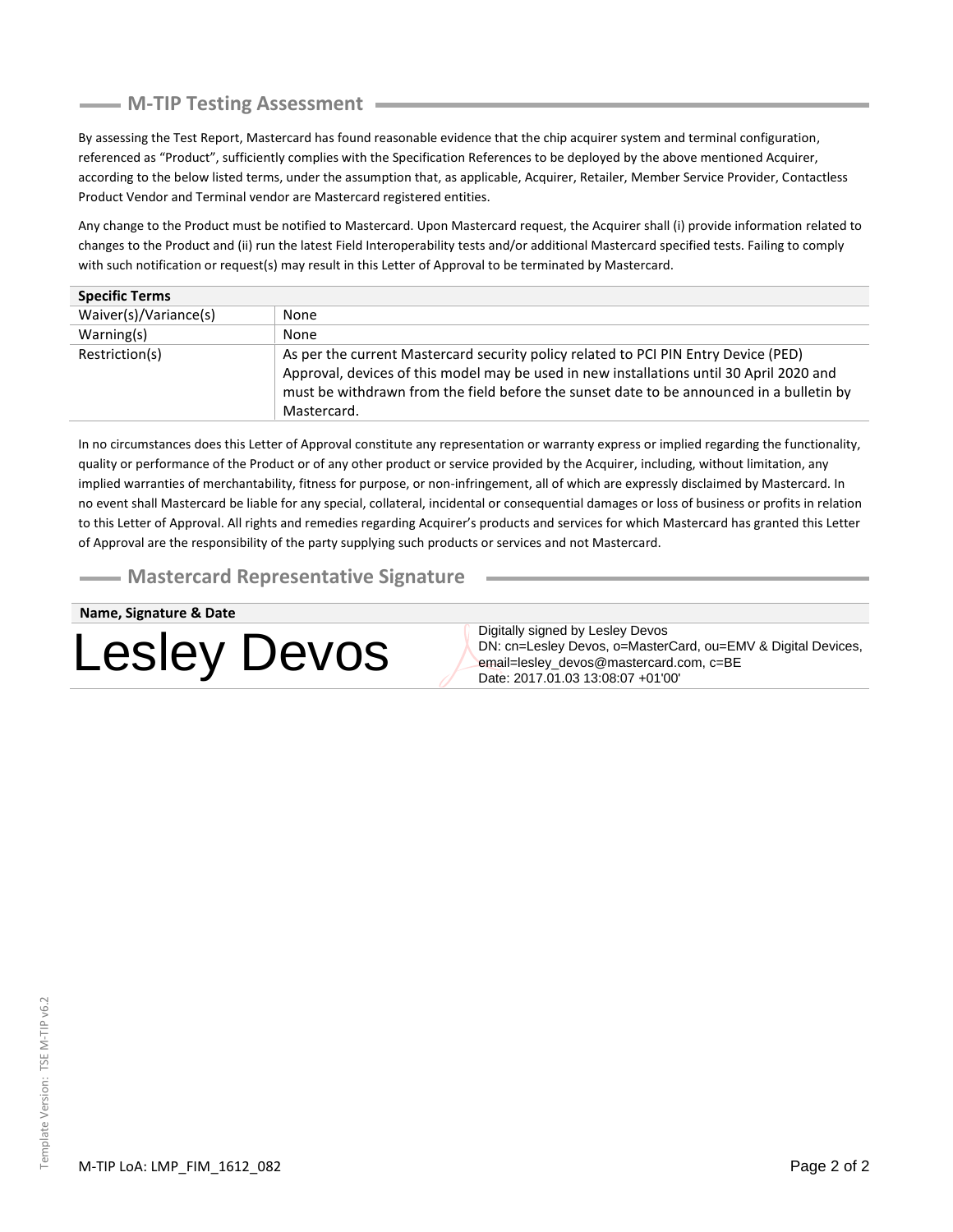## M-TIP Testing Assessment

By assessing the Test Report, Mastercard has found reasonable evidence that the chip acquirer system and terminal configuration, referenced as "Product", sufficiently complies with the Specification References to be deployed by the above mentioned Acquirer, according to the below listed terms, under the assumption that, as applicable, Acquirer, Retailer, Member Service Provider, Contactless Product Vendor and Terminal vendor are Mastercard registered entities.

Any change to the Product must be notified to Mastercard. Upon Mastercard request, the Acquirer shall (i) provide information related to changes to the Product and (ii) run the latest Field Interoperability tests and/or additional Mastercard specified tests. Failing to comply with such notification or request(s) may result in this Letter of Approval to be terminated by Mastercard.

| **Specific Terms** | |
|---|---|
| Waiver(s)/Variance(s) | None |
| Warning(s) | None |
| Restriction(s) | As per the current Mastercard security policy related to PCI PIN Entry Device (PED) Approval, devices of this model may be used in new installations until 30 April 2020 and must be withdrawn from the field before the sunset date to be announced in a bulletin by Mastercard. |

In no circumstances does this Letter of Approval constitute any representation or warranty express or implied regarding the functionality, quality or performance of the Product or of any other product or service provided by the Acquirer, including, without limitation, any implied warranties of merchantability, fitness for purpose, or non-infringement, all of which are expressly disclaimed by Mastercard. In no event shall Mastercard be liable for any special, collateral, incidental or consequential damages or loss of business or profits in relation to this Letter of Approval. All rights and remedies regarding Acquirer's products and services for which Mastercard has granted this Letter of Approval are the responsibility of the party supplying such products or services and not Mastercard.

## Mastercard Representative Signature

**Name, Signature & Date**

Lesley Devos

Digitally signed by Lesley Devos
DN: cn=Lesley Devos, o=MasterCard, ou=EMV & Digital Devices, email=lesley_devos@mastercard.com, c=BE
Date: 2017.01.03 13:08:07 +01'00'

Template Version: TSE M-TIP v6.2

M-TIP LoA: LMP_FIM_1612_082